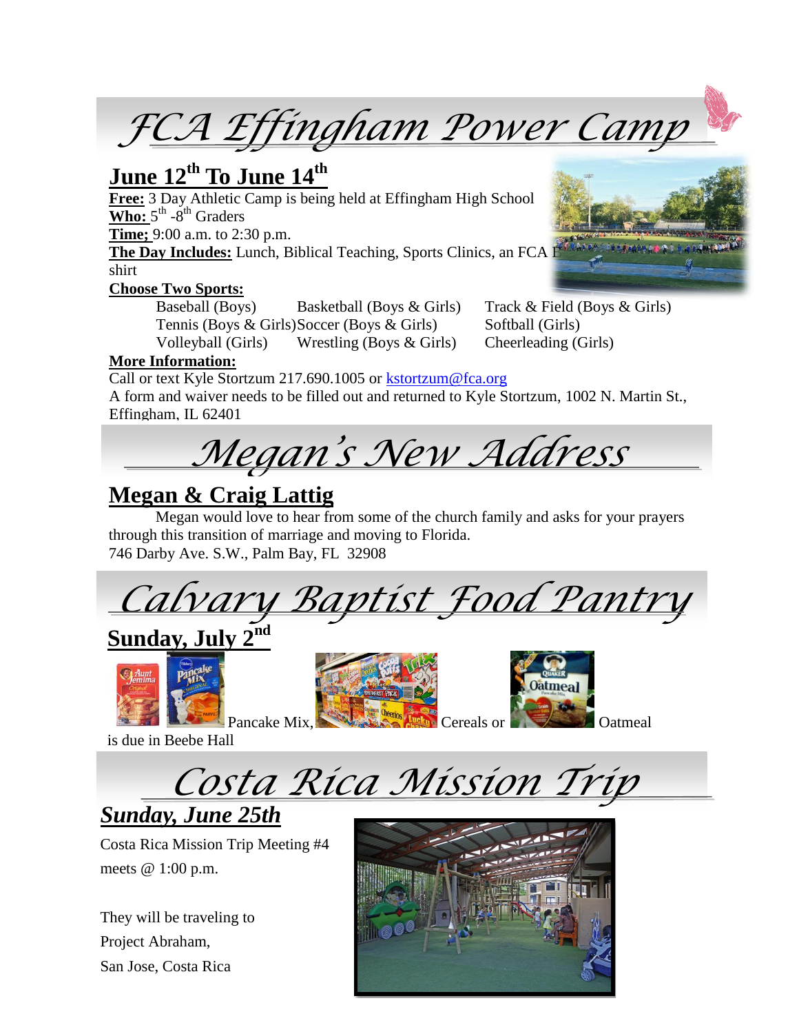# FCA Effingham Power Camp

## June 12th To June 14th

**Free:** 3 Day Athletic Camp is being held at Effingham High School
**Who:** 5th -8th Graders
**Time;** 9:00 a.m. to 2:30 p.m.
**The Day Includes:** Lunch, Biblical Teaching, Sports Clinics, an FCA T-shirt

**Choose Two Sports:**

| | | |
|---|---|---|
| Baseball (Boys) | Basketball (Boys & Girls) | Track & Field (Boys & Girls) |
| Tennis (Boys & Girls) | Soccer (Boys & Girls) | Softball (Girls) |
| Volleyball (Girls) | Wrestling (Boys & Girls) | Cheerleading (Girls) |

**More Information:**
Call or text Kyle Stortzum 217.690.1005 or kstortzum@fca.org
A form and waiver needs to be filled out and returned to Kyle Stortzum, 1002 N. Martin St., Effingham, IL 62401

# Megan's New Address

## Megan & Craig Lattig

Megan would love to hear from some of the church family and asks for your prayers through this transition of marriage and moving to Florida.
746 Darby Ave. S.W., Palm Bay, FL 32908

# Calvary Baptist Food Pantry

## Sunday, July 2nd

Pancake Mix, Cereals or Oatmeal is due in Beebe Hall

# Costa Rica Mission Trip

## *Sunday, June 25th*

Costa Rica Mission Trip Meeting #4 meets @ 1:00 p.m.

They will be traveling to Project Abraham, San Jose, Costa Rica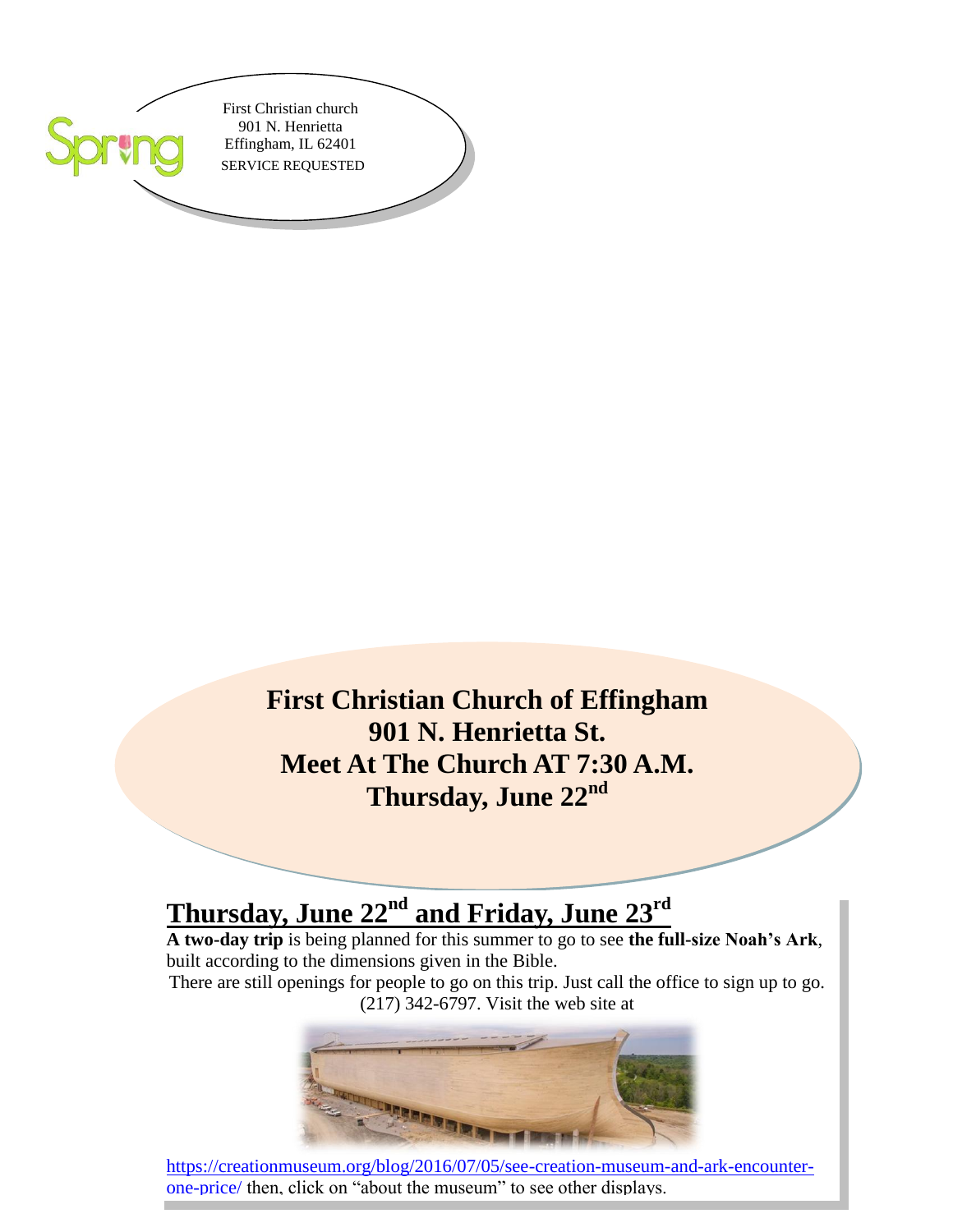Spring

First Christian church
901 N. Henrietta
Effingham, IL 62401
SERVICE REQUESTED

**First Christian Church of Effingham**
**901 N. Henrietta St.**
**Meet At The Church AT 7:30 A.M.**
**Thursday, June 22nd**

## Thursday, June 22nd and Friday, June 23rd

**A two-day trip** is being planned for this summer to go to see **the full-size Noah's Ark**, built according to the dimensions given in the Bible.

There are still openings for people to go on this trip. Just call the office to sign up to go. (217) 342-6797. Visit the web site at

https://creationmuseum.org/blog/2016/07/05/see-creation-museum-and-ark-encounter-one-price/ then, click on "about the museum" to see other displays.